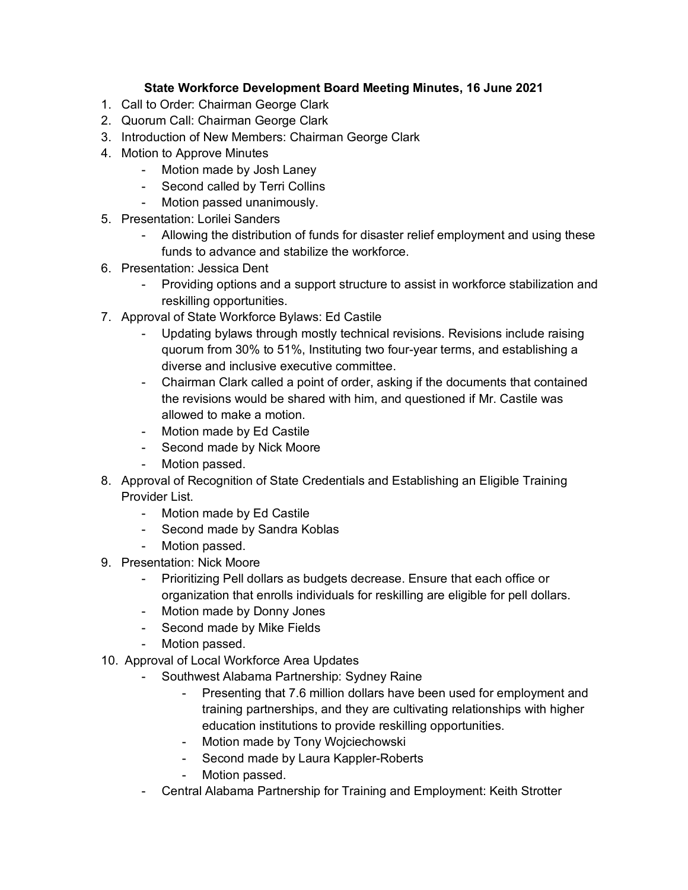**State Workforce Development Board Meeting Minutes, 16 June 2021**

1. Call to Order: Chairman George Clark
2. Quorum Call: Chairman George Clark
3. Introduction of New Members: Chairman George Clark
4. Motion to Approve Minutes
    - Motion made by Josh Laney
    - Second called by Terri Collins
    - Motion passed unanimously.
5. Presentation: Lorilei Sanders
    - Allowing the distribution of funds for disaster relief employment and using these funds to advance and stabilize the workforce.
6. Presentation: Jessica Dent
    - Providing options and a support structure to assist in workforce stabilization and reskilling opportunities.
7. Approval of State Workforce Bylaws: Ed Castile
    - Updating bylaws through mostly technical revisions. Revisions include raising quorum from 30% to 51%, Instituting two four-year terms, and establishing a diverse and inclusive executive committee.
    - Chairman Clark called a point of order, asking if the documents that contained the revisions would be shared with him, and questioned if Mr. Castile was allowed to make a motion.
    - Motion made by Ed Castile
    - Second made by Nick Moore
    - Motion passed.
8. Approval of Recognition of State Credentials and Establishing an Eligible Training Provider List.
    - Motion made by Ed Castile
    - Second made by Sandra Koblas
    - Motion passed.
9. Presentation: Nick Moore
    - Prioritizing Pell dollars as budgets decrease. Ensure that each office or organization that enrolls individuals for reskilling are eligible for pell dollars.
    - Motion made by Donny Jones
    - Second made by Mike Fields
    - Motion passed.
10. Approval of Local Workforce Area Updates
    - Southwest Alabama Partnership: Sydney Raine
        - Presenting that 7.6 million dollars have been used for employment and training partnerships, and they are cultivating relationships with higher education institutions to provide reskilling opportunities.
        - Motion made by Tony Wojciechowski
        - Second made by Laura Kappler-Roberts
        - Motion passed.
    - Central Alabama Partnership for Training and Employment: Keith Strotter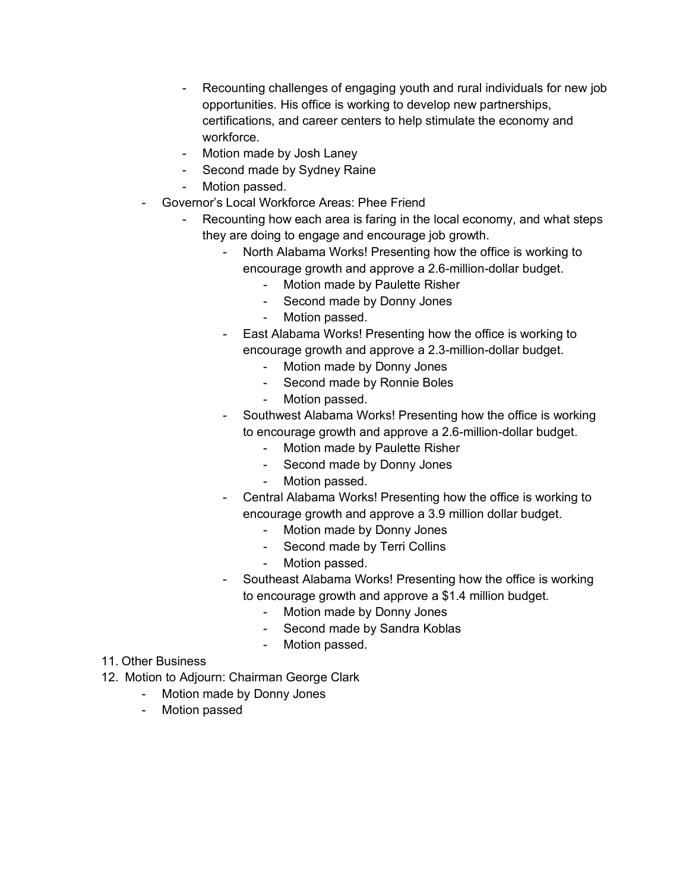- Recounting challenges of engaging youth and rural individuals for new job opportunities. His office is working to develop new partnerships, certifications, and career centers to help stimulate the economy and workforce.
        - Motion made by Josh Laney
        - Second made by Sydney Raine
        - Motion passed.
    - Governor's Local Workforce Areas: Phee Friend
        - Recounting how each area is faring in the local economy, and what steps they are doing to engage and encourage job growth.
            - North Alabama Works! Presenting how the office is working to encourage growth and approve a 2.6-million-dollar budget.
                - Motion made by Paulette Risher
                - Second made by Donny Jones
                - Motion passed.
            - East Alabama Works! Presenting how the office is working to encourage growth and approve a 2.3-million-dollar budget.
                - Motion made by Donny Jones
                - Second made by Ronnie Boles
                - Motion passed.
            - Southwest Alabama Works! Presenting how the office is working to encourage growth and approve a 2.6-million-dollar budget.
                - Motion made by Paulette Risher
                - Second made by Donny Jones
                - Motion passed.
            - Central Alabama Works! Presenting how the office is working to encourage growth and approve a 3.9 million dollar budget.
                - Motion made by Donny Jones
                - Second made by Terri Collins
                - Motion passed.
            - Southeast Alabama Works! Presenting how the office is working to encourage growth and approve a $1.4 million budget.
                - Motion made by Donny Jones
                - Second made by Sandra Koblas
                - Motion passed.

11. Other Business
12. Motion to Adjourn: Chairman George Clark
    - Motion made by Donny Jones
    - Motion passed